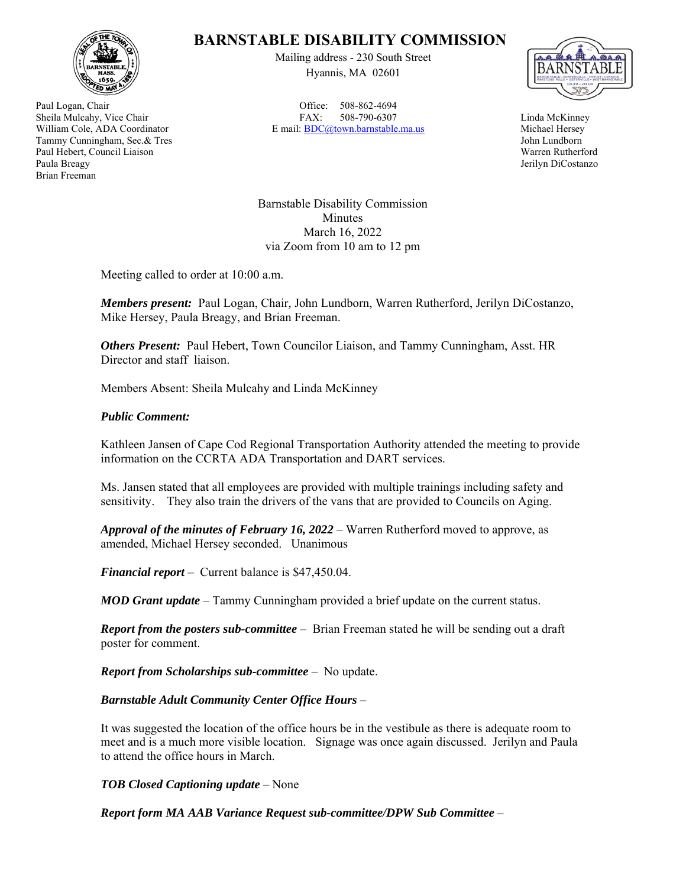# BARNSTABLE DISABILITY COMMISSION

Mailing address - 230 South Street
Hyannis, MA 02601

Office: 508-862-4694
FAX: 508-790-6307
E mail: BDC@town.barnstable.ma.us

Paul Logan, Chair
Sheila Mulcahy, Vice Chair
William Cole, ADA Coordinator
Tammy Cunningham, Sec.& Tres
Paul Hebert, Council Liaison
Paula Breagy
Brian Freeman

Linda McKinney
Michael Hersey
John Lundborn
Warren Rutherford
Jerilyn DiCostanzo

Barnstable Disability Commission
Minutes
March 16, 2022
via Zoom from 10 am to 12 pm

Meeting called to order at 10:00 a.m.

***Members present:*** Paul Logan, Chair, John Lundborn, Warren Rutherford, Jerilyn DiCostanzo, Mike Hersey, Paula Breagy, and Brian Freeman.

***Others Present:*** Paul Hebert, Town Councilor Liaison, and Tammy Cunningham, Asst. HR Director and staff liaison.

Members Absent: Sheila Mulcahy and Linda McKinney

***Public Comment:***

Kathleen Jansen of Cape Cod Regional Transportation Authority attended the meeting to provide information on the CCRTA ADA Transportation and DART services.

Ms. Jansen stated that all employees are provided with multiple trainings including safety and sensitivity. They also train the drivers of the vans that are provided to Councils on Aging.

***Approval of the minutes of February 16, 2022*** – Warren Rutherford moved to approve, as amended, Michael Hersey seconded. Unanimous

***Financial report*** – Current balance is $47,450.04.

***MOD Grant update*** – Tammy Cunningham provided a brief update on the current status.

***Report from the posters sub-committee*** – Brian Freeman stated he will be sending out a draft poster for comment.

***Report from Scholarships sub-committee*** – No update.

***Barnstable Adult Community Center Office Hours*** –

It was suggested the location of the office hours be in the vestibule as there is adequate room to meet and is a much more visible location. Signage was once again discussed. Jerilyn and Paula to attend the office hours in March.

***TOB Closed Captioning update*** – None

***Report form MA AAB Variance Request sub-committee/DPW Sub Committee*** –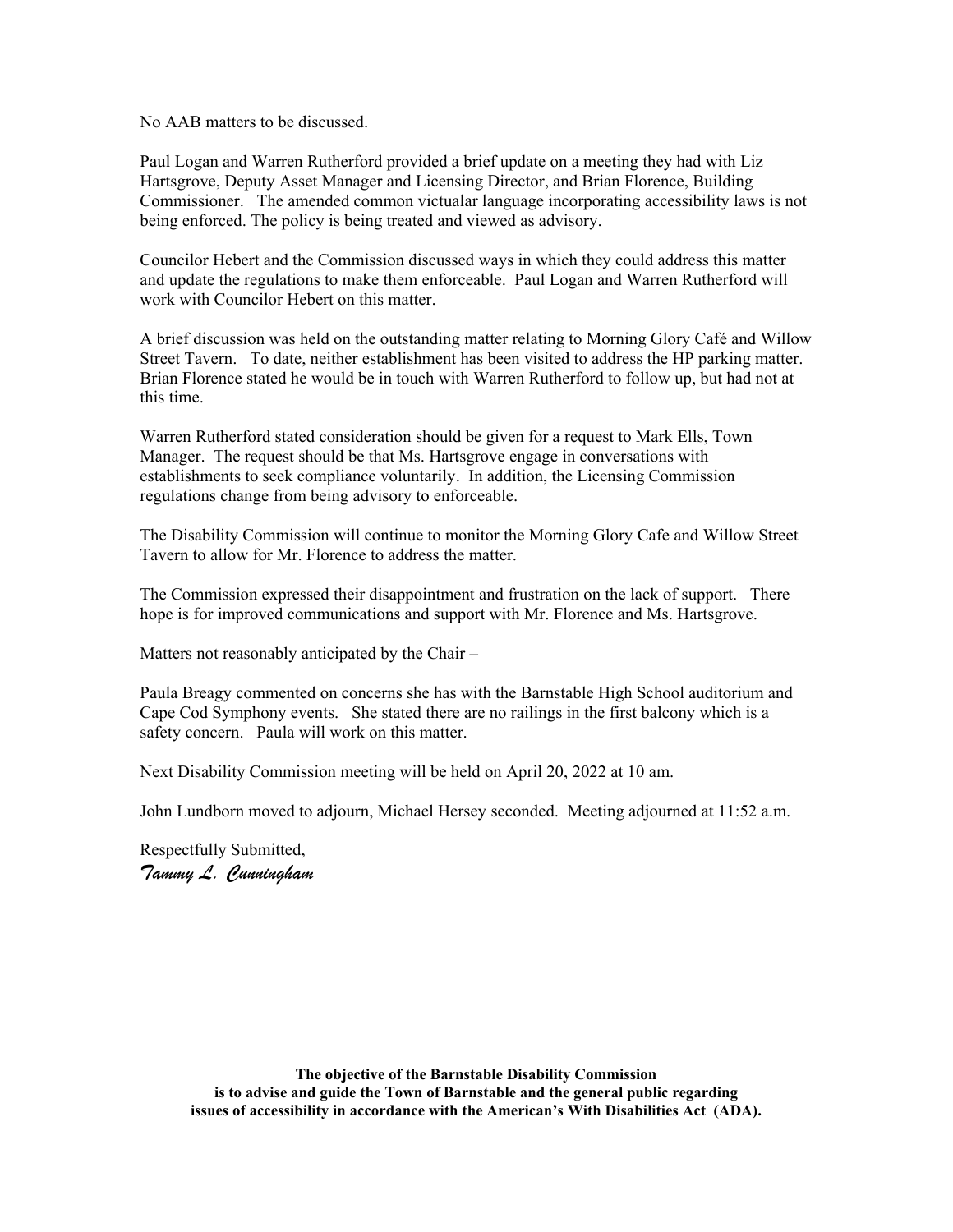No AAB matters to be discussed.

Paul Logan and Warren Rutherford provided a brief update on a meeting they had with Liz Hartsgrove, Deputy Asset Manager and Licensing Director, and Brian Florence, Building Commissioner. The amended common victualar language incorporating accessibility laws is not being enforced. The policy is being treated and viewed as advisory.

Councilor Hebert and the Commission discussed ways in which they could address this matter and update the regulations to make them enforceable. Paul Logan and Warren Rutherford will work with Councilor Hebert on this matter.

A brief discussion was held on the outstanding matter relating to Morning Glory Café and Willow Street Tavern. To date, neither establishment has been visited to address the HP parking matter. Brian Florence stated he would be in touch with Warren Rutherford to follow up, but had not at this time.

Warren Rutherford stated consideration should be given for a request to Mark Ells, Town Manager. The request should be that Ms. Hartsgrove engage in conversations with establishments to seek compliance voluntarily. In addition, the Licensing Commission regulations change from being advisory to enforceable.

The Disability Commission will continue to monitor the Morning Glory Cafe and Willow Street Tavern to allow for Mr. Florence to address the matter.

The Commission expressed their disappointment and frustration on the lack of support. There hope is for improved communications and support with Mr. Florence and Ms. Hartsgrove.

Matters not reasonably anticipated by the Chair –

Paula Breagy commented on concerns she has with the Barnstable High School auditorium and Cape Cod Symphony events. She stated there are no railings in the first balcony which is a safety concern. Paula will work on this matter.

Next Disability Commission meeting will be held on April 20, 2022 at 10 am.

John Lundborn moved to adjourn, Michael Hersey seconded. Meeting adjourned at 11:52 a.m.

Respectfully Submitted,
*Tammy L. Cunningham*

**The objective of the Barnstable Disability Commission is to advise and guide the Town of Barnstable and the general public regarding issues of accessibility in accordance with the American's With Disabilities Act (ADA).**